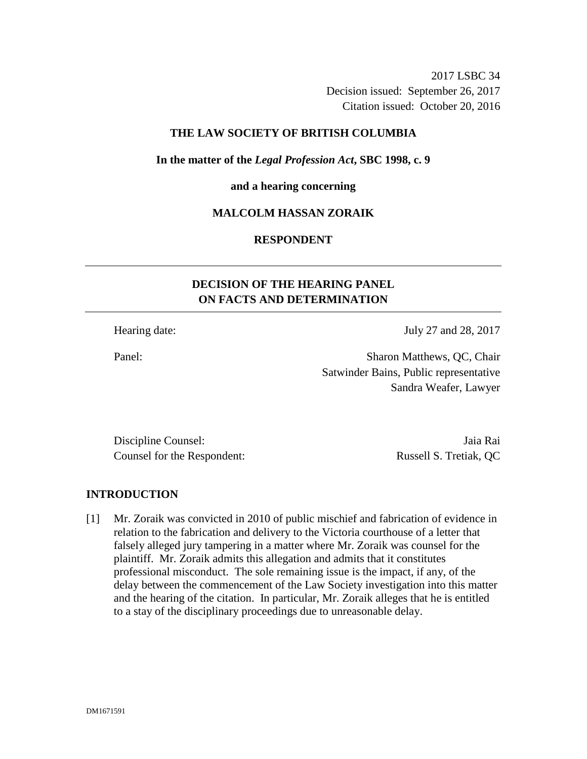2017 LSBC 34
Decision issued: September 26, 2017
Citation issued: October 20, 2016

**THE LAW SOCIETY OF BRITISH COLUMBIA**

**In the matter of the *Legal Profession Act*, SBC 1998, c. 9**

**and a hearing concerning**

**MALCOLM HASSAN ZORAIK**

**RESPONDENT**

---

## DECISION OF THE HEARING PANEL ON FACTS AND DETERMINATION

---

| | |
|---|---|
| Hearing date: | July 27 and 28, 2017 |
| Panel: | Sharon Matthews, QC, Chair<br>Satwinder Bains, Public representative<br>Sandra Weafer, Lawyer |
| Discipline Counsel: | Jaia Rai |
| Counsel for the Respondent: | Russell S. Tretiak, QC |

## INTRODUCTION

[1] Mr. Zoraik was convicted in 2010 of public mischief and fabrication of evidence in relation to the fabrication and delivery to the Victoria courthouse of a letter that falsely alleged jury tampering in a matter where Mr. Zoraik was counsel for the plaintiff. Mr. Zoraik admits this allegation and admits that it constitutes professional misconduct. The sole remaining issue is the impact, if any, of the delay between the commencement of the Law Society investigation into this matter and the hearing of the citation. In particular, Mr. Zoraik alleges that he is entitled to a stay of the disciplinary proceedings due to unreasonable delay.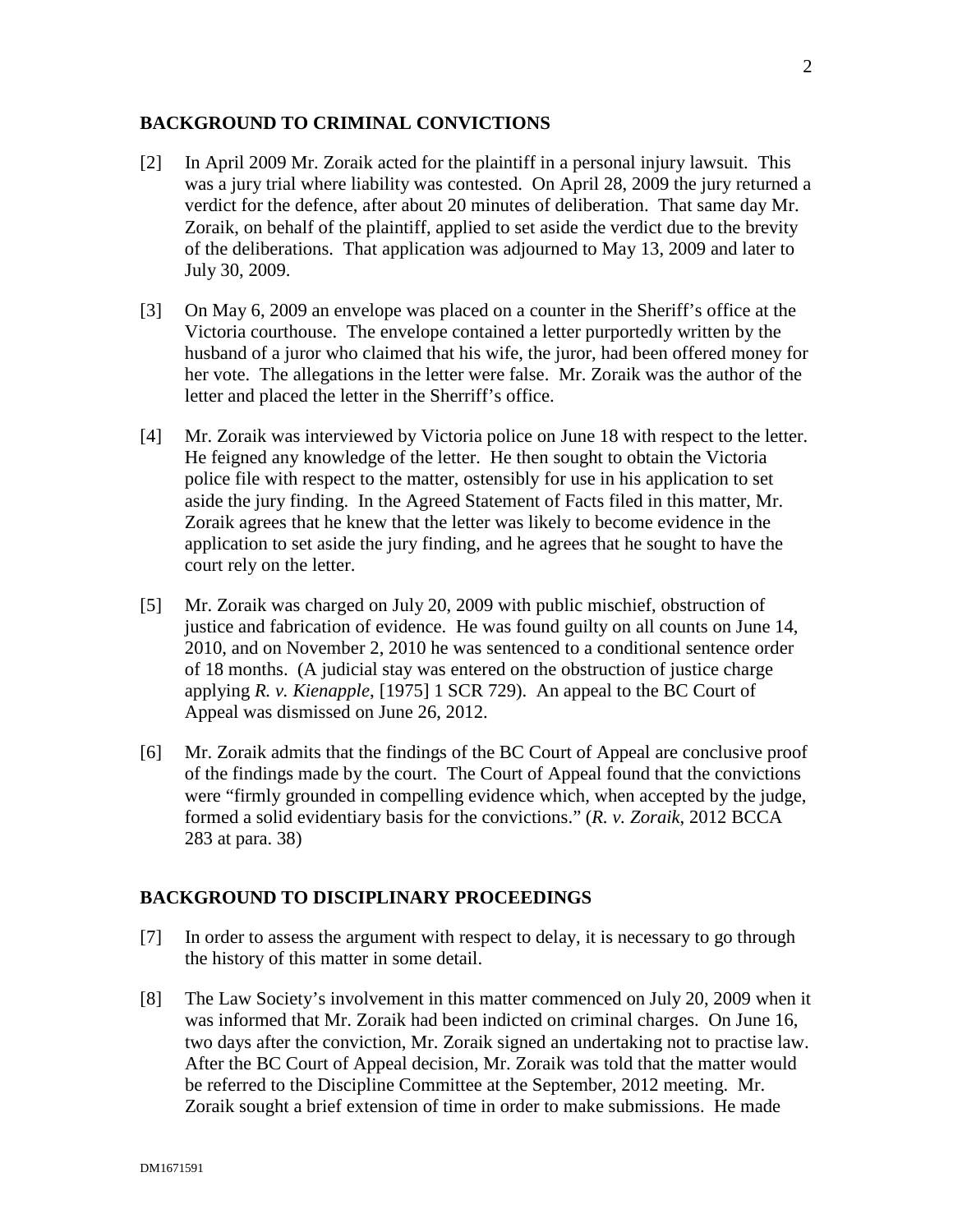## BACKGROUND TO CRIMINAL CONVICTIONS

[2] In April 2009 Mr. Zoraik acted for the plaintiff in a personal injury lawsuit. This was a jury trial where liability was contested. On April 28, 2009 the jury returned a verdict for the defence, after about 20 minutes of deliberation. That same day Mr. Zoraik, on behalf of the plaintiff, applied to set aside the verdict due to the brevity of the deliberations. That application was adjourned to May 13, 2009 and later to July 30, 2009.

[3] On May 6, 2009 an envelope was placed on a counter in the Sheriff's office at the Victoria courthouse. The envelope contained a letter purportedly written by the husband of a juror who claimed that his wife, the juror, had been offered money for her vote. The allegations in the letter were false. Mr. Zoraik was the author of the letter and placed the letter in the Sherriff's office.

[4] Mr. Zoraik was interviewed by Victoria police on June 18 with respect to the letter. He feigned any knowledge of the letter. He then sought to obtain the Victoria police file with respect to the matter, ostensibly for use in his application to set aside the jury finding. In the Agreed Statement of Facts filed in this matter, Mr. Zoraik agrees that he knew that the letter was likely to become evidence in the application to set aside the jury finding, and he agrees that he sought to have the court rely on the letter.

[5] Mr. Zoraik was charged on July 20, 2009 with public mischief, obstruction of justice and fabrication of evidence. He was found guilty on all counts on June 14, 2010, and on November 2, 2010 he was sentenced to a conditional sentence order of 18 months. (A judicial stay was entered on the obstruction of justice charge applying *R. v. Kienapple*, [1975] 1 SCR 729). An appeal to the BC Court of Appeal was dismissed on June 26, 2012.

[6] Mr. Zoraik admits that the findings of the BC Court of Appeal are conclusive proof of the findings made by the court. The Court of Appeal found that the convictions were "firmly grounded in compelling evidence which, when accepted by the judge, formed a solid evidentiary basis for the convictions." (*R. v. Zoraik*, 2012 BCCA 283 at para. 38)

## BACKGROUND TO DISCIPLINARY PROCEEDINGS

[7] In order to assess the argument with respect to delay, it is necessary to go through the history of this matter in some detail.

[8] The Law Society's involvement in this matter commenced on July 20, 2009 when it was informed that Mr. Zoraik had been indicted on criminal charges. On June 16, two days after the conviction, Mr. Zoraik signed an undertaking not to practise law. After the BC Court of Appeal decision, Mr. Zoraik was told that the matter would be referred to the Discipline Committee at the September, 2012 meeting. Mr. Zoraik sought a brief extension of time in order to make submissions. He made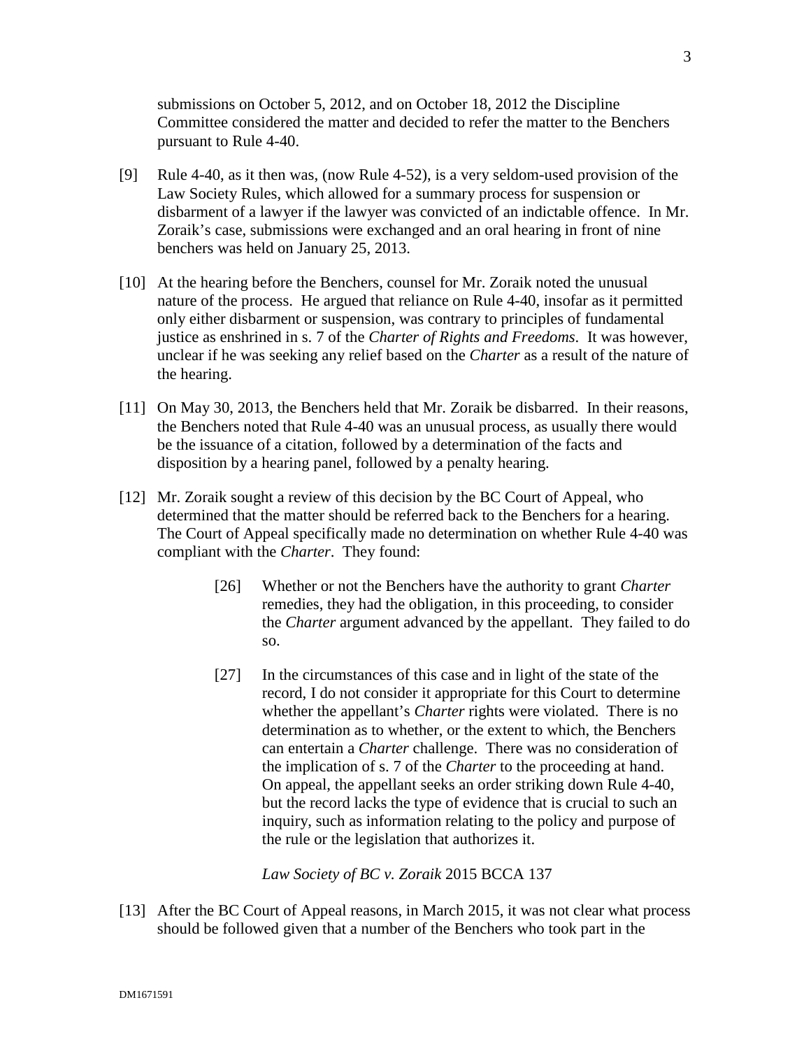submissions on October 5, 2012, and on October 18, 2012 the Discipline Committee considered the matter and decided to refer the matter to the Benchers pursuant to Rule 4-40.

[9] Rule 4-40, as it then was, (now Rule 4-52), is a very seldom-used provision of the Law Society Rules, which allowed for a summary process for suspension or disbarment of a lawyer if the lawyer was convicted of an indictable offence. In Mr. Zoraik's case, submissions were exchanged and an oral hearing in front of nine benchers was held on January 25, 2013.

[10] At the hearing before the Benchers, counsel for Mr. Zoraik noted the unusual nature of the process. He argued that reliance on Rule 4-40, insofar as it permitted only either disbarment or suspension, was contrary to principles of fundamental justice as enshrined in s. 7 of the *Charter of Rights and Freedoms*. It was however, unclear if he was seeking any relief based on the *Charter* as a result of the nature of the hearing.

[11] On May 30, 2013, the Benchers held that Mr. Zoraik be disbarred. In their reasons, the Benchers noted that Rule 4-40 was an unusual process, as usually there would be the issuance of a citation, followed by a determination of the facts and disposition by a hearing panel, followed by a penalty hearing.

[12] Mr. Zoraik sought a review of this decision by the BC Court of Appeal, who determined that the matter should be referred back to the Benchers for a hearing. The Court of Appeal specifically made no determination on whether Rule 4-40 was compliant with the *Charter*. They found:

> [26] Whether or not the Benchers have the authority to grant *Charter* remedies, they had the obligation, in this proceeding, to consider the *Charter* argument advanced by the appellant. They failed to do so.
>
> [27] In the circumstances of this case and in light of the state of the record, I do not consider it appropriate for this Court to determine whether the appellant's *Charter* rights were violated. There is no determination as to whether, or the extent to which, the Benchers can entertain a *Charter* challenge. There was no consideration of the implication of s. 7 of the *Charter* to the proceeding at hand. On appeal, the appellant seeks an order striking down Rule 4-40, but the record lacks the type of evidence that is crucial to such an inquiry, such as information relating to the policy and purpose of the rule or the legislation that authorizes it.
>
> *Law Society of BC v. Zoraik* 2015 BCCA 137

[13] After the BC Court of Appeal reasons, in March 2015, it was not clear what process should be followed given that a number of the Benchers who took part in the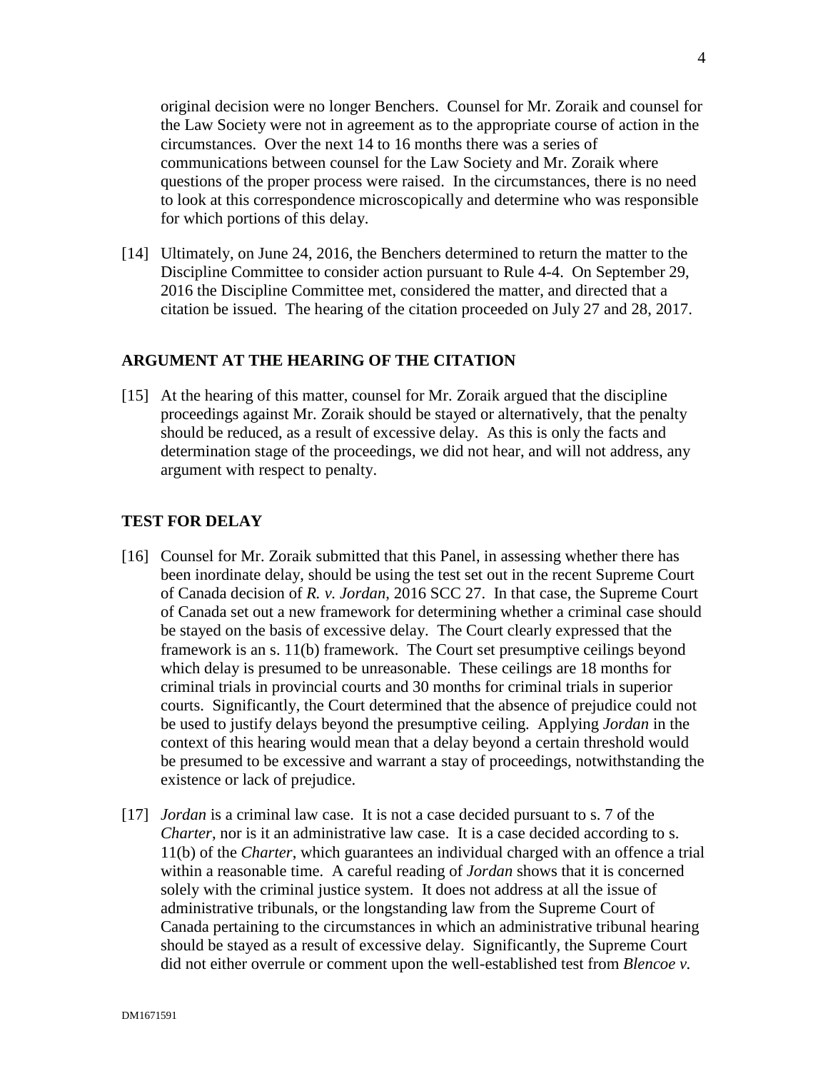original decision were no longer Benchers. Counsel for Mr. Zoraik and counsel for the Law Society were not in agreement as to the appropriate course of action in the circumstances. Over the next 14 to 16 months there was a series of communications between counsel for the Law Society and Mr. Zoraik where questions of the proper process were raised. In the circumstances, there is no need to look at this correspondence microscopically and determine who was responsible for which portions of this delay.

[14] Ultimately, on June 24, 2016, the Benchers determined to return the matter to the Discipline Committee to consider action pursuant to Rule 4-4. On September 29, 2016 the Discipline Committee met, considered the matter, and directed that a citation be issued. The hearing of the citation proceeded on July 27 and 28, 2017.

## ARGUMENT AT THE HEARING OF THE CITATION

[15] At the hearing of this matter, counsel for Mr. Zoraik argued that the discipline proceedings against Mr. Zoraik should be stayed or alternatively, that the penalty should be reduced, as a result of excessive delay. As this is only the facts and determination stage of the proceedings, we did not hear, and will not address, any argument with respect to penalty.

## TEST FOR DELAY

[16] Counsel for Mr. Zoraik submitted that this Panel, in assessing whether there has been inordinate delay, should be using the test set out in the recent Supreme Court of Canada decision of *R. v. Jordan*, 2016 SCC 27. In that case, the Supreme Court of Canada set out a new framework for determining whether a criminal case should be stayed on the basis of excessive delay. The Court clearly expressed that the framework is an s. 11(b) framework. The Court set presumptive ceilings beyond which delay is presumed to be unreasonable. These ceilings are 18 months for criminal trials in provincial courts and 30 months for criminal trials in superior courts. Significantly, the Court determined that the absence of prejudice could not be used to justify delays beyond the presumptive ceiling. Applying *Jordan* in the context of this hearing would mean that a delay beyond a certain threshold would be presumed to be excessive and warrant a stay of proceedings, notwithstanding the existence or lack of prejudice.

[17] *Jordan* is a criminal law case. It is not a case decided pursuant to s. 7 of the *Charter*, nor is it an administrative law case. It is a case decided according to s. 11(b) of the *Charter*, which guarantees an individual charged with an offence a trial within a reasonable time. A careful reading of *Jordan* shows that it is concerned solely with the criminal justice system. It does not address at all the issue of administrative tribunals, or the longstanding law from the Supreme Court of Canada pertaining to the circumstances in which an administrative tribunal hearing should be stayed as a result of excessive delay. Significantly, the Supreme Court did not either overrule or comment upon the well-established test from *Blencoe v.*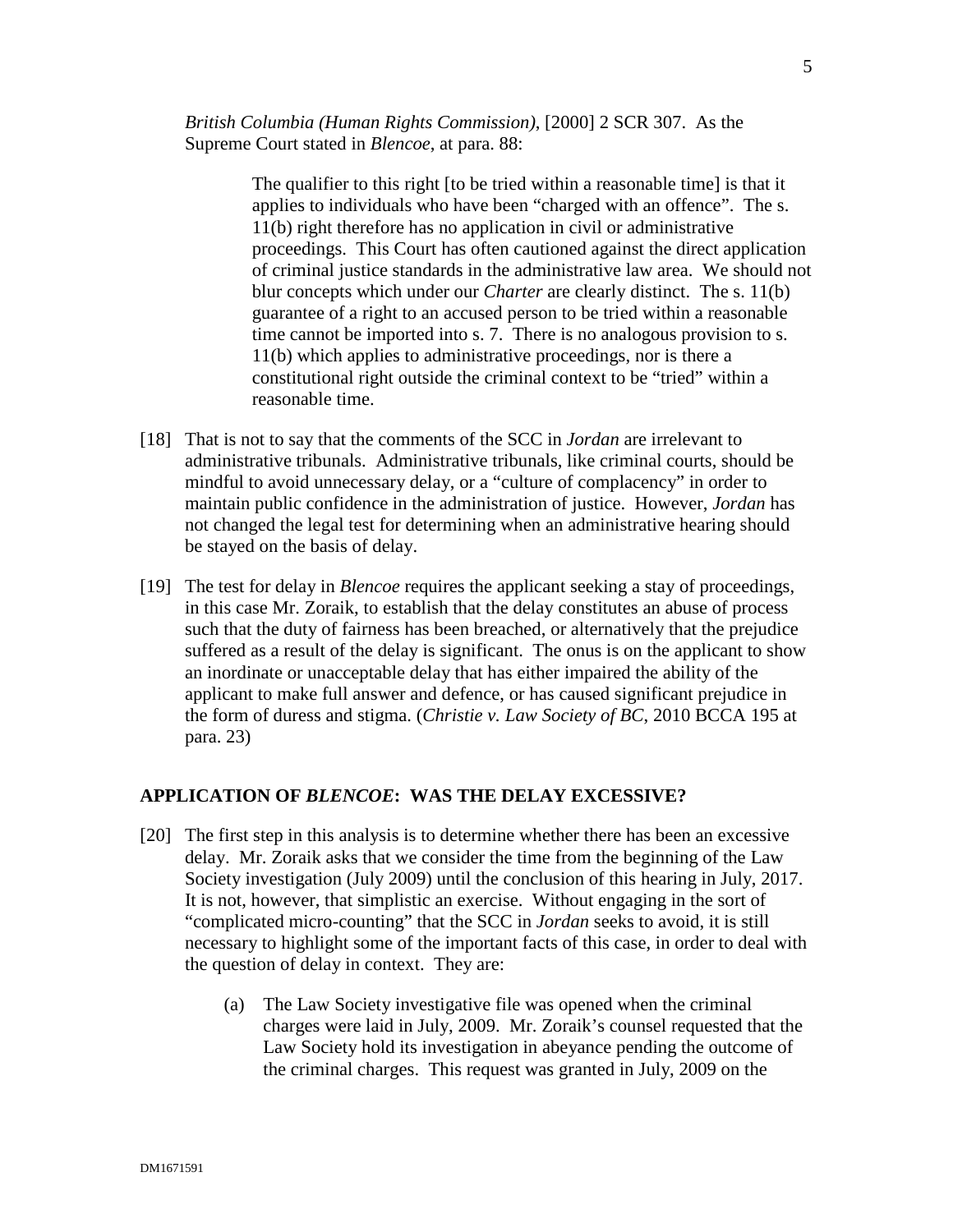*British Columbia (Human Rights Commission)*, [2000] 2 SCR 307. As the Supreme Court stated in *Blencoe*, at para. 88:

> The qualifier to this right [to be tried within a reasonable time] is that it applies to individuals who have been "charged with an offence". The s. 11(b) right therefore has no application in civil or administrative proceedings. This Court has often cautioned against the direct application of criminal justice standards in the administrative law area. We should not blur concepts which under our *Charter* are clearly distinct. The s. 11(b) guarantee of a right to an accused person to be tried within a reasonable time cannot be imported into s. 7. There is no analogous provision to s. 11(b) which applies to administrative proceedings, nor is there a constitutional right outside the criminal context to be "tried" within a reasonable time.

[18] That is not to say that the comments of the SCC in *Jordan* are irrelevant to administrative tribunals. Administrative tribunals, like criminal courts, should be mindful to avoid unnecessary delay, or a "culture of complacency" in order to maintain public confidence in the administration of justice. However, *Jordan* has not changed the legal test for determining when an administrative hearing should be stayed on the basis of delay.

[19] The test for delay in *Blencoe* requires the applicant seeking a stay of proceedings, in this case Mr. Zoraik, to establish that the delay constitutes an abuse of process such that the duty of fairness has been breached, or alternatively that the prejudice suffered as a result of the delay is significant. The onus is on the applicant to show an inordinate or unacceptable delay that has either impaired the ability of the applicant to make full answer and defence, or has caused significant prejudice in the form of duress and stigma. (*Christie v. Law Society of BC*, 2010 BCCA 195 at para. 23)

## APPLICATION OF *BLENCOE*: WAS THE DELAY EXCESSIVE?

[20] The first step in this analysis is to determine whether there has been an excessive delay. Mr. Zoraik asks that we consider the time from the beginning of the Law Society investigation (July 2009) until the conclusion of this hearing in July, 2017. It is not, however, that simplistic an exercise. Without engaging in the sort of "complicated micro-counting" that the SCC in *Jordan* seeks to avoid, it is still necessary to highlight some of the important facts of this case, in order to deal with the question of delay in context. They are:

(a) The Law Society investigative file was opened when the criminal charges were laid in July, 2009. Mr. Zoraik's counsel requested that the Law Society hold its investigation in abeyance pending the outcome of the criminal charges. This request was granted in July, 2009 on the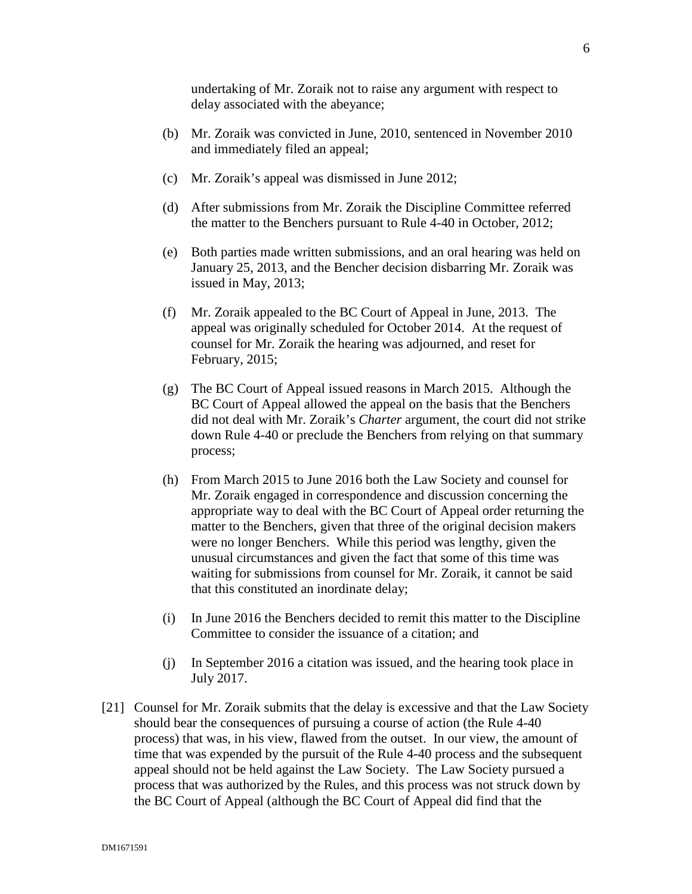undertaking of Mr. Zoraik not to raise any argument with respect to delay associated with the abeyance;

(b) Mr. Zoraik was convicted in June, 2010, sentenced in November 2010 and immediately filed an appeal;

(c) Mr. Zoraik's appeal was dismissed in June 2012;

(d) After submissions from Mr. Zoraik the Discipline Committee referred the matter to the Benchers pursuant to Rule 4-40 in October, 2012;

(e) Both parties made written submissions, and an oral hearing was held on January 25, 2013, and the Bencher decision disbarring Mr. Zoraik was issued in May, 2013;

(f) Mr. Zoraik appealed to the BC Court of Appeal in June, 2013. The appeal was originally scheduled for October 2014. At the request of counsel for Mr. Zoraik the hearing was adjourned, and reset for February, 2015;

(g) The BC Court of Appeal issued reasons in March 2015. Although the BC Court of Appeal allowed the appeal on the basis that the Benchers did not deal with Mr. Zoraik's *Charter* argument, the court did not strike down Rule 4-40 or preclude the Benchers from relying on that summary process;

(h) From March 2015 to June 2016 both the Law Society and counsel for Mr. Zoraik engaged in correspondence and discussion concerning the appropriate way to deal with the BC Court of Appeal order returning the matter to the Benchers, given that three of the original decision makers were no longer Benchers. While this period was lengthy, given the unusual circumstances and given the fact that some of this time was waiting for submissions from counsel for Mr. Zoraik, it cannot be said that this constituted an inordinate delay;

(i) In June 2016 the Benchers decided to remit this matter to the Discipline Committee to consider the issuance of a citation; and

(j) In September 2016 a citation was issued, and the hearing took place in July 2017.

[21] Counsel for Mr. Zoraik submits that the delay is excessive and that the Law Society should bear the consequences of pursuing a course of action (the Rule 4-40 process) that was, in his view, flawed from the outset. In our view, the amount of time that was expended by the pursuit of the Rule 4-40 process and the subsequent appeal should not be held against the Law Society. The Law Society pursued a process that was authorized by the Rules, and this process was not struck down by the BC Court of Appeal (although the BC Court of Appeal did find that the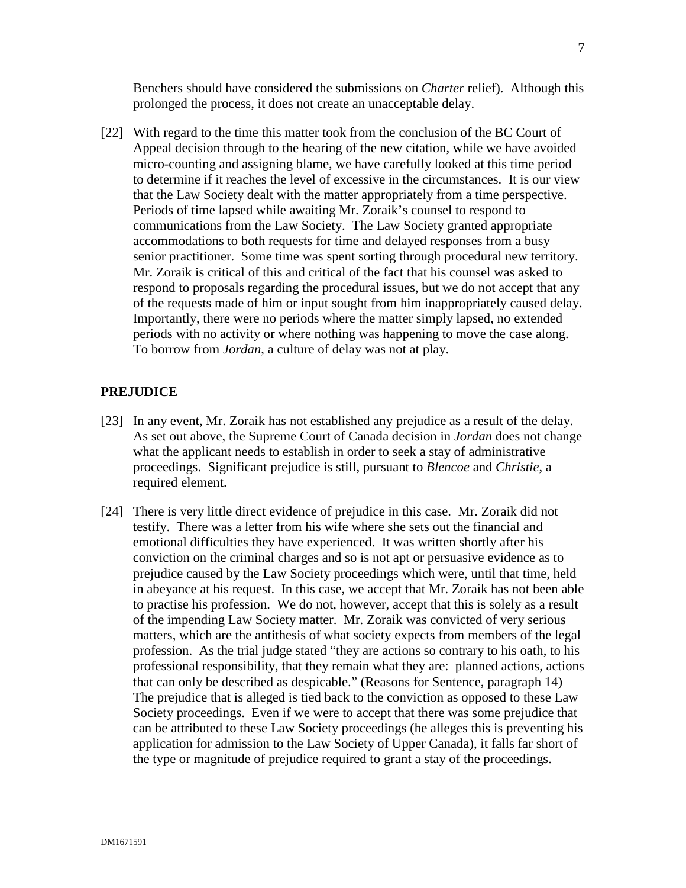Benchers should have considered the submissions on *Charter* relief). Although this prolonged the process, it does not create an unacceptable delay.

[22] With regard to the time this matter took from the conclusion of the BC Court of Appeal decision through to the hearing of the new citation, while we have avoided micro-counting and assigning blame, we have carefully looked at this time period to determine if it reaches the level of excessive in the circumstances. It is our view that the Law Society dealt with the matter appropriately from a time perspective. Periods of time lapsed while awaiting Mr. Zoraik's counsel to respond to communications from the Law Society. The Law Society granted appropriate accommodations to both requests for time and delayed responses from a busy senior practitioner. Some time was spent sorting through procedural new territory. Mr. Zoraik is critical of this and critical of the fact that his counsel was asked to respond to proposals regarding the procedural issues, but we do not accept that any of the requests made of him or input sought from him inappropriately caused delay. Importantly, there were no periods where the matter simply lapsed, no extended periods with no activity or where nothing was happening to move the case along. To borrow from *Jordan*, a culture of delay was not at play.

## PREJUDICE

[23] In any event, Mr. Zoraik has not established any prejudice as a result of the delay. As set out above, the Supreme Court of Canada decision in *Jordan* does not change what the applicant needs to establish in order to seek a stay of administrative proceedings. Significant prejudice is still, pursuant to *Blencoe* and *Christie*, a required element.

[24] There is very little direct evidence of prejudice in this case. Mr. Zoraik did not testify. There was a letter from his wife where she sets out the financial and emotional difficulties they have experienced. It was written shortly after his conviction on the criminal charges and so is not apt or persuasive evidence as to prejudice caused by the Law Society proceedings which were, until that time, held in abeyance at his request. In this case, we accept that Mr. Zoraik has not been able to practise his profession. We do not, however, accept that this is solely as a result of the impending Law Society matter. Mr. Zoraik was convicted of very serious matters, which are the antithesis of what society expects from members of the legal profession. As the trial judge stated "they are actions so contrary to his oath, to his professional responsibility, that they remain what they are: planned actions, actions that can only be described as despicable." (Reasons for Sentence, paragraph 14) The prejudice that is alleged is tied back to the conviction as opposed to these Law Society proceedings. Even if we were to accept that there was some prejudice that can be attributed to these Law Society proceedings (he alleges this is preventing his application for admission to the Law Society of Upper Canada), it falls far short of the type or magnitude of prejudice required to grant a stay of the proceedings.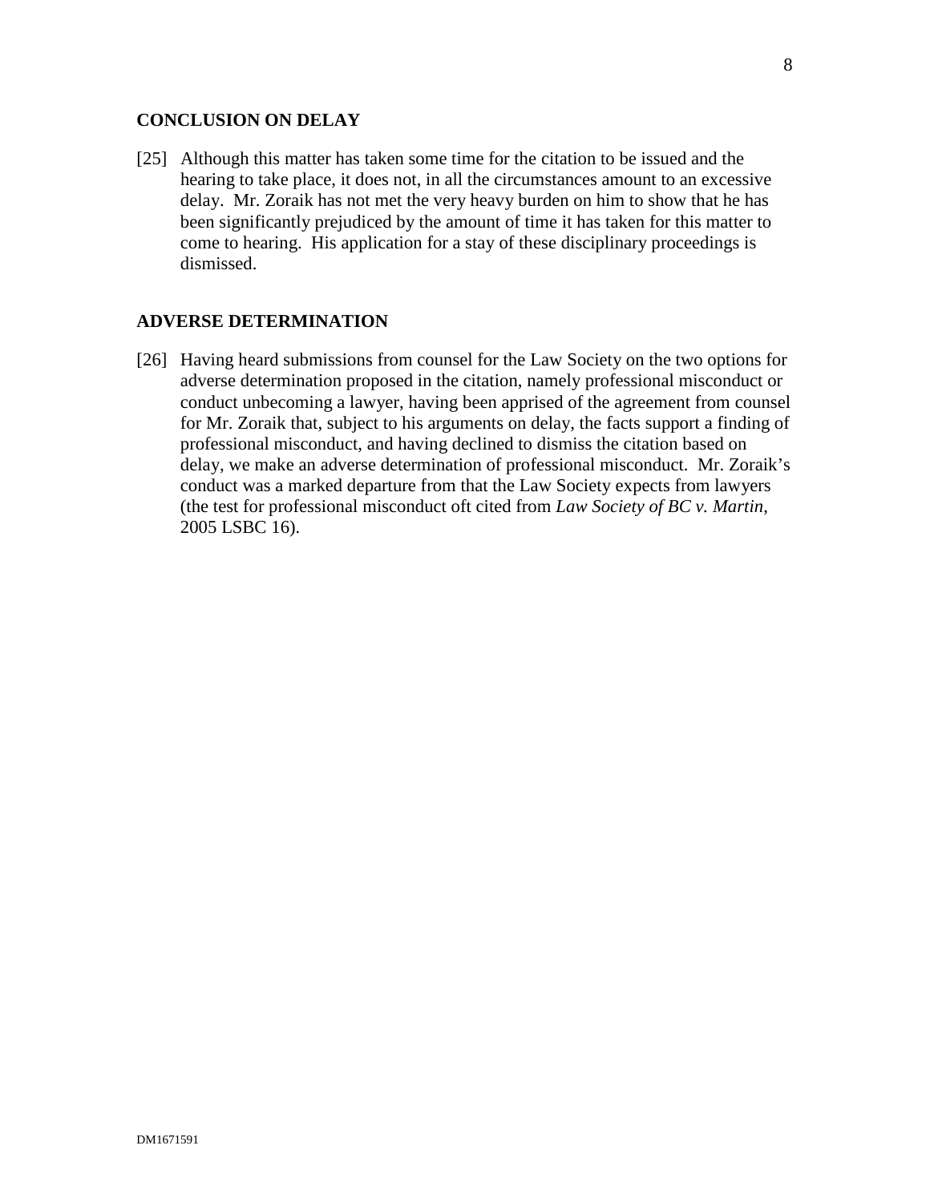## CONCLUSION ON DELAY

[25] Although this matter has taken some time for the citation to be issued and the hearing to take place, it does not, in all the circumstances amount to an excessive delay. Mr. Zoraik has not met the very heavy burden on him to show that he has been significantly prejudiced by the amount of time it has taken for this matter to come to hearing. His application for a stay of these disciplinary proceedings is dismissed.

## ADVERSE DETERMINATION

[26] Having heard submissions from counsel for the Law Society on the two options for adverse determination proposed in the citation, namely professional misconduct or conduct unbecoming a lawyer, having been apprised of the agreement from counsel for Mr. Zoraik that, subject to his arguments on delay, the facts support a finding of professional misconduct, and having declined to dismiss the citation based on delay, we make an adverse determination of professional misconduct. Mr. Zoraik's conduct was a marked departure from that the Law Society expects from lawyers (the test for professional misconduct oft cited from *Law Society of BC v. Martin*, 2005 LSBC 16).

DM1671591